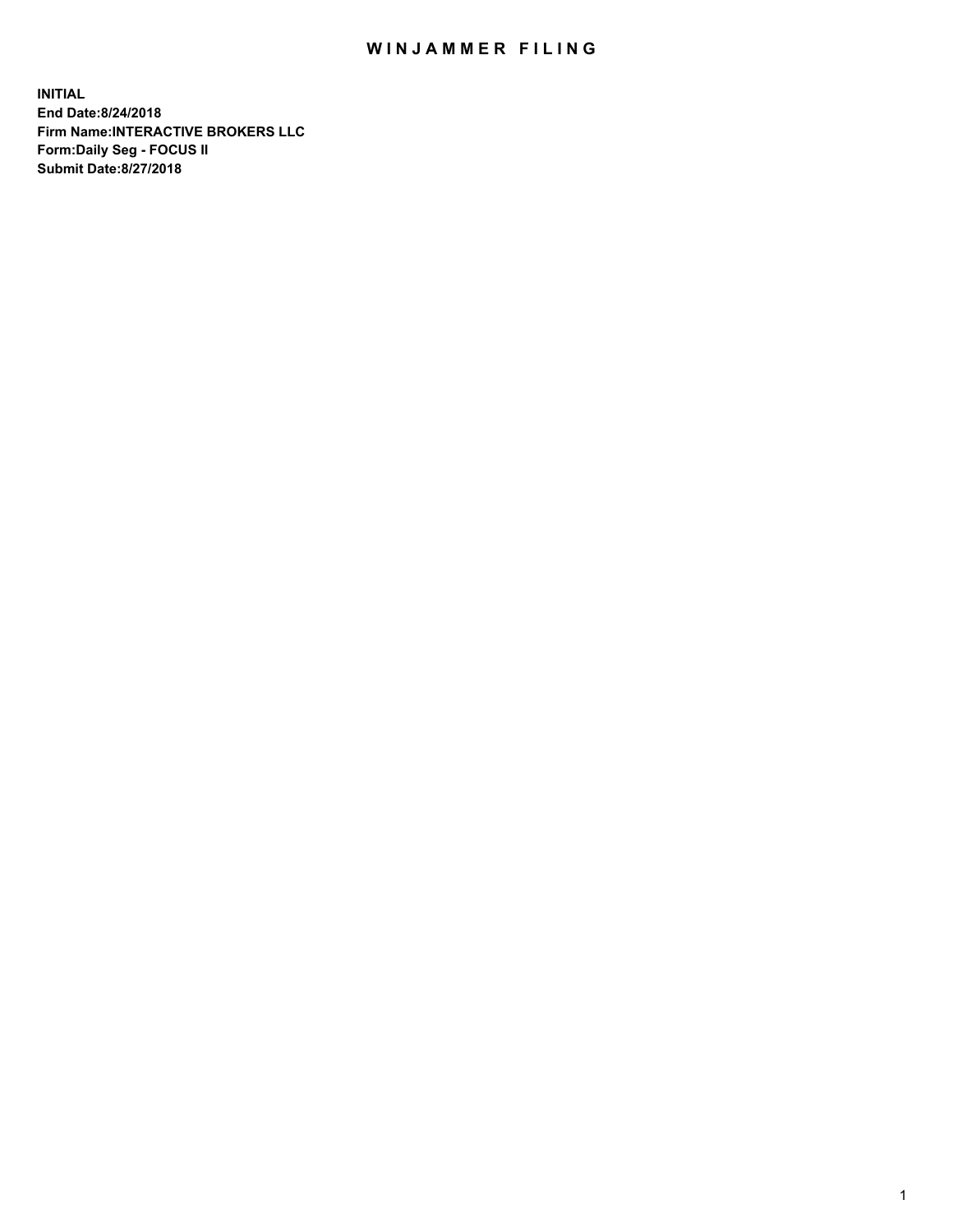# WINJAMMER FILING

**INITIAL**
**End Date:8/24/2018**
**Firm Name:INTERACTIVE BROKERS LLC**
**Form:Daily Seg - FOCUS II**
**Submit Date:8/27/2018**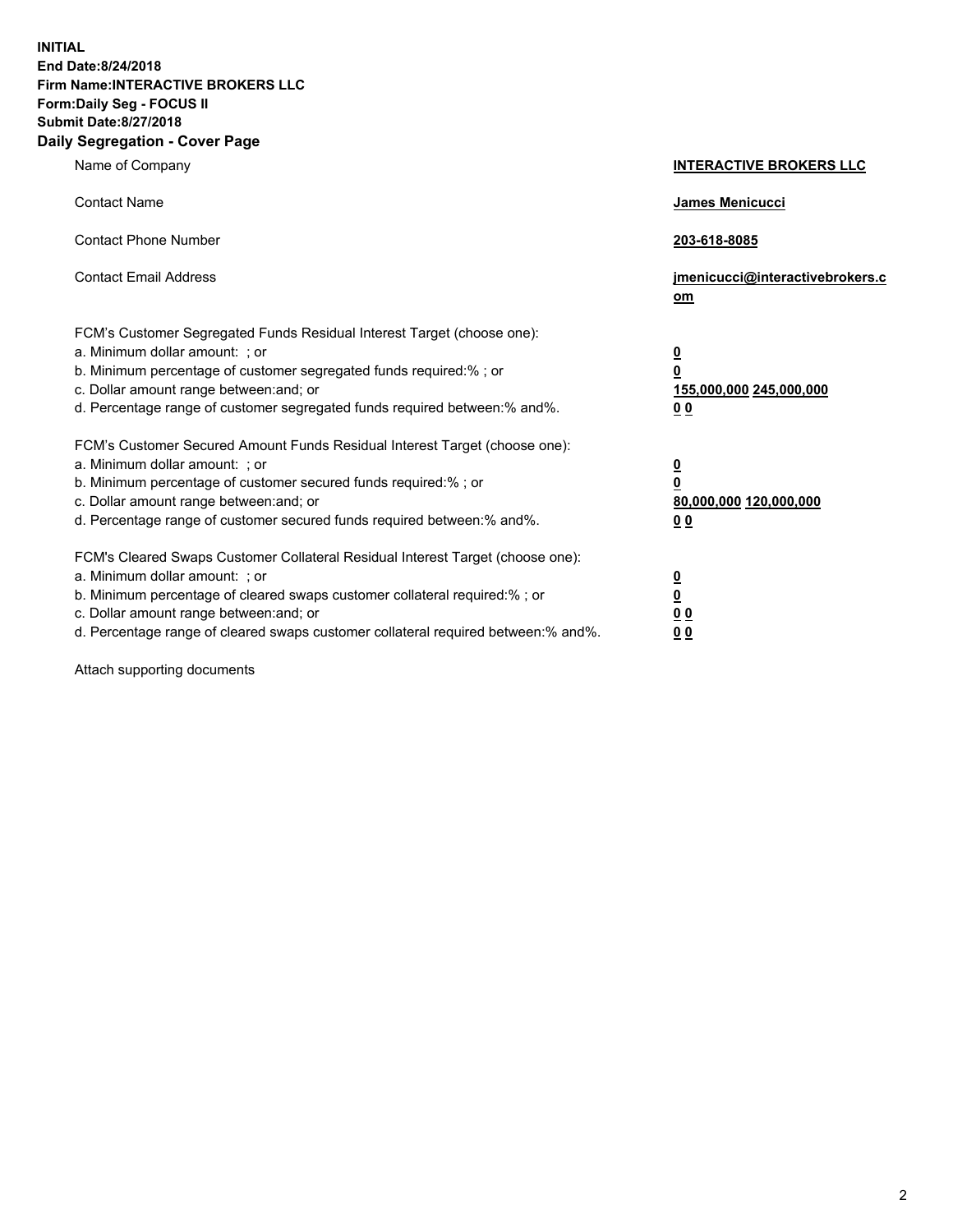**INITIAL**
**End Date:8/24/2018**
**Firm Name:INTERACTIVE BROKERS LLC**
**Form:Daily Seg - FOCUS II**
**Submit Date:8/27/2018**

## Daily Segregation - Cover Page

| | |
|---|---|
| Name of Company | **INTERACTIVE BROKERS LLC** |
| Contact Name | **James Menicucci** |
| Contact Phone Number | **203-618-8085** |
| Contact Email Address | **jmenicucci@interactivebrokers.com** |

FCM's Customer Segregated Funds Residual Interest Target (choose one):

| | |
|---|---|
| a. Minimum dollar amount: ; or | **0** |
| b. Minimum percentage of customer segregated funds required:% ; or | **0** |
| c. Dollar amount range between:and; or | **155,000,000 245,000,000** |
| d. Percentage range of customer segregated funds required between:% and%. | **0 0** |

FCM's Customer Secured Amount Funds Residual Interest Target (choose one):

| | |
|---|---|
| a. Minimum dollar amount: ; or | **0** |
| b. Minimum percentage of customer secured funds required:% ; or | **0** |
| c. Dollar amount range between:and; or | **80,000,000 120,000,000** |
| d. Percentage range of customer secured funds required between:% and%. | **0 0** |

FCM's Cleared Swaps Customer Collateral Residual Interest Target (choose one):

| | |
|---|---|
| a. Minimum dollar amount: ; or | **0** |
| b. Minimum percentage of cleared swaps customer collateral required:% ; or | **0** |
| c. Dollar amount range between:and; or | **0 0** |
| d. Percentage range of cleared swaps customer collateral required between:% and%. | **0 0** |

Attach supporting documents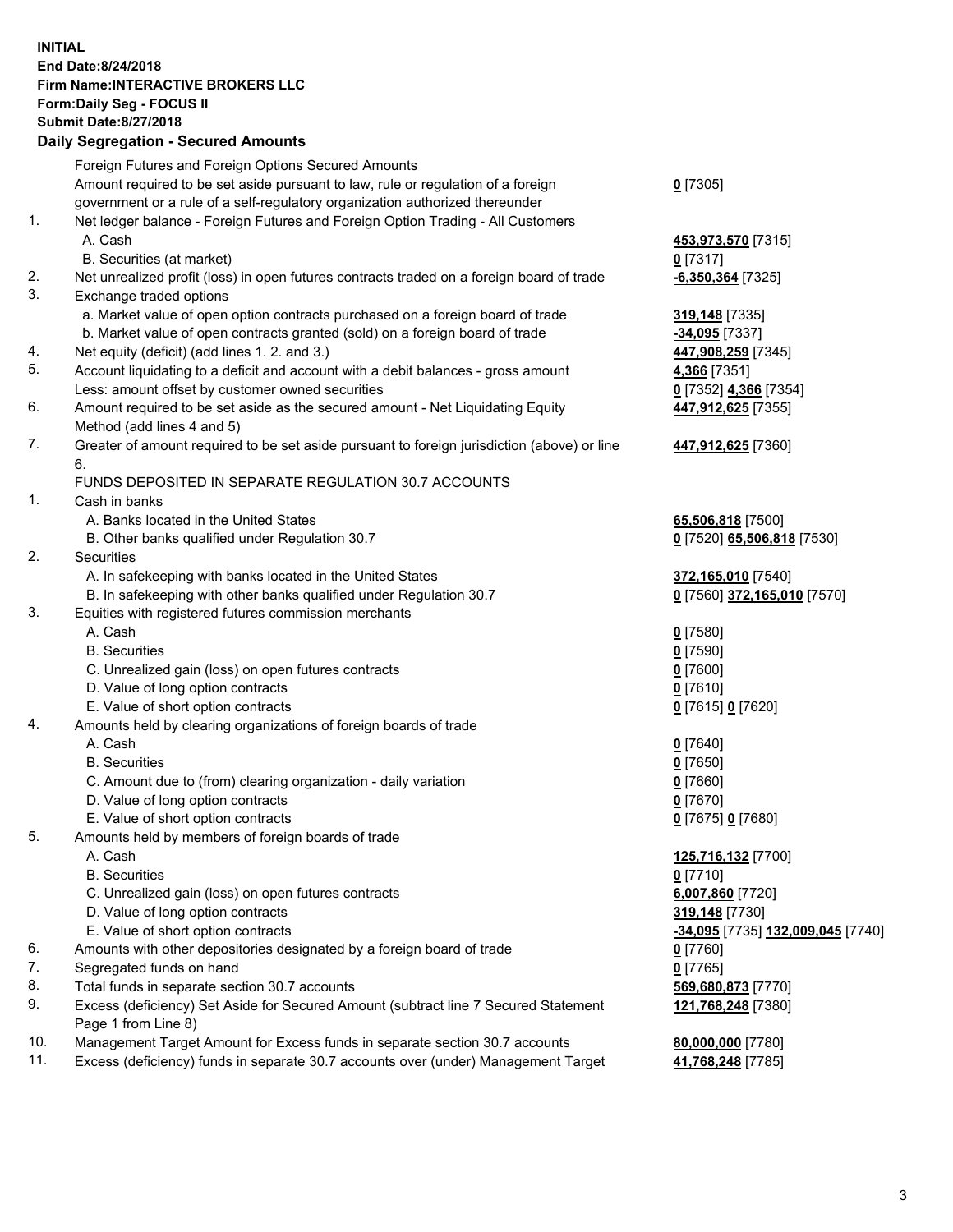**INITIAL**
**End Date:8/24/2018**
**Firm Name:INTERACTIVE BROKERS LLC**
**Form:Daily Seg - FOCUS II**
**Submit Date:8/27/2018**

### Daily Segregation - Secured Amounts

| | | |
|---|---|---|
| | Foreign Futures and Foreign Options Secured Amounts | |
| | Amount required to be set aside pursuant to law, rule or regulation of a foreign government or a rule of a self-regulatory organization authorized thereunder | **0** [7305] |
| 1. | Net ledger balance - Foreign Futures and Foreign Option Trading - All Customers | |
| | A. Cash | **453,973,570** [7315] |
| | B. Securities (at market) | **0** [7317] |
| 2. | Net unrealized profit (loss) in open futures contracts traded on a foreign board of trade | **-6,350,364** [7325] |
| 3. | Exchange traded options | |
| | a. Market value of open option contracts purchased on a foreign board of trade | **319,148** [7335] |
| | b. Market value of open contracts granted (sold) on a foreign board of trade | **-34,095** [7337] |
| 4. | Net equity (deficit) (add lines 1. 2. and 3.) | **447,908,259** [7345] |
| 5. | Account liquidating to a deficit and account with a debit balances - gross amount | **4,366** [7351] |
| | Less: amount offset by customer owned securities | **0** [7352] **4,366** [7354] |
| 6. | Amount required to be set aside as the secured amount - Net Liquidating Equity Method (add lines 4 and 5) | **447,912,625** [7355] |
| 7. | Greater of amount required to be set aside pursuant to foreign jurisdiction (above) or line 6. | **447,912,625** [7360] |
| | FUNDS DEPOSITED IN SEPARATE REGULATION 30.7 ACCOUNTS | |
| 1. | Cash in banks | |
| | A. Banks located in the United States | **65,506,818** [7500] |
| | B. Other banks qualified under Regulation 30.7 | **0** [7520] **65,506,818** [7530] |
| 2. | Securities | |
| | A. In safekeeping with banks located in the United States | **372,165,010** [7540] |
| | B. In safekeeping with other banks qualified under Regulation 30.7 | **0** [7560] **372,165,010** [7570] |
| 3. | Equities with registered futures commission merchants | |
| | A. Cash | **0** [7580] |
| | B. Securities | **0** [7590] |
| | C. Unrealized gain (loss) on open futures contracts | **0** [7600] |
| | D. Value of long option contracts | **0** [7610] |
| | E. Value of short option contracts | **0** [7615] **0** [7620] |
| 4. | Amounts held by clearing organizations of foreign boards of trade | |
| | A. Cash | **0** [7640] |
| | B. Securities | **0** [7650] |
| | C. Amount due to (from) clearing organization - daily variation | **0** [7660] |
| | D. Value of long option contracts | **0** [7670] |
| | E. Value of short option contracts | **0** [7675] **0** [7680] |
| 5. | Amounts held by members of foreign boards of trade | |
| | A. Cash | **125,716,132** [7700] |
| | B. Securities | **0** [7710] |
| | C. Unrealized gain (loss) on open futures contracts | **6,007,860** [7720] |
| | D. Value of long option contracts | **319,148** [7730] |
| | E. Value of short option contracts | **-34,095** [7735] **132,009,045** [7740] |
| 6. | Amounts with other depositories designated by a foreign board of trade | **0** [7760] |
| 7. | Segregated funds on hand | **0** [7765] |
| 8. | Total funds in separate section 30.7 accounts | **569,680,873** [7770] |
| 9. | Excess (deficiency) Set Aside for Secured Amount (subtract line 7 Secured Statement Page 1 from Line 8) | **121,768,248** [7380] |
| 10. | Management Target Amount for Excess funds in separate section 30.7 accounts | **80,000,000** [7780] |
| 11. | Excess (deficiency) funds in separate 30.7 accounts over (under) Management Target | **41,768,248** [7785] |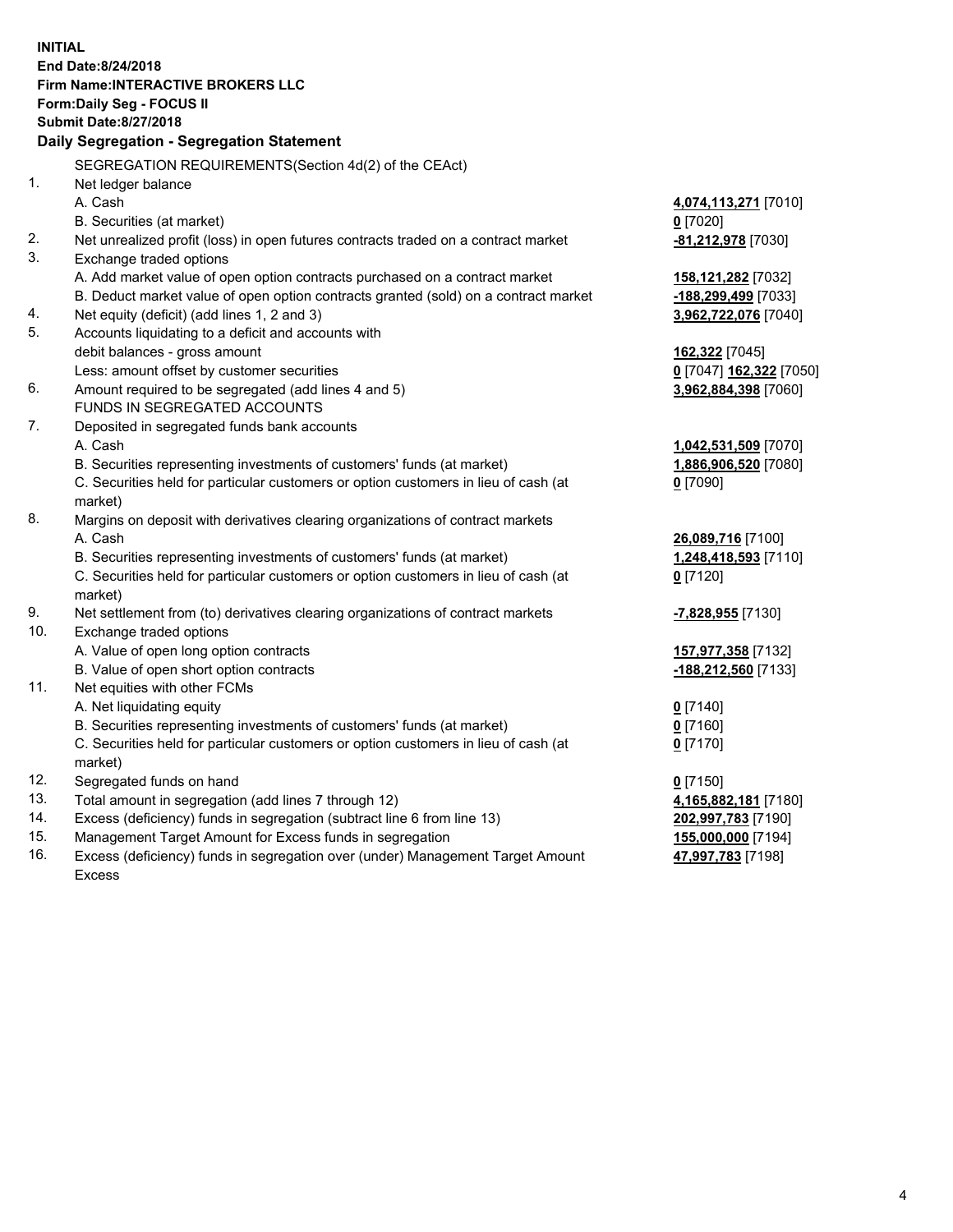**INITIAL**
**End Date:8/24/2018**
**Firm Name:INTERACTIVE BROKERS LLC**
**Form:Daily Seg - FOCUS II**
**Submit Date:8/27/2018**

**Daily Segregation - Segregation Statement**

SEGREGATION REQUIREMENTS(Section 4d(2) of the CEAct)

| | | |
|---|---|---|
| 1. | Net ledger balance | |
| | A. Cash | **4,074,113,271** [7010] |
| | B. Securities (at market) | **0** [7020] |
| 2. | Net unrealized profit (loss) in open futures contracts traded on a contract market | **-81,212,978** [7030] |
| 3. | Exchange traded options | |
| | A. Add market value of open option contracts purchased on a contract market | **158,121,282** [7032] |
| | B. Deduct market value of open option contracts granted (sold) on a contract market | **-188,299,499** [7033] |
| 4. | Net equity (deficit) (add lines 1, 2 and 3) | **3,962,722,076** [7040] |
| 5. | Accounts liquidating to a deficit and accounts with | |
| | debit balances - gross amount | **162,322** [7045] |
| | Less: amount offset by customer securities | **0** [7047] **162,322** [7050] |
| 6. | Amount required to be segregated (add lines 4 and 5) | **3,962,884,398** [7060] |
| | FUNDS IN SEGREGATED ACCOUNTS | |
| 7. | Deposited in segregated funds bank accounts | |
| | A. Cash | **1,042,531,509** [7070] |
| | B. Securities representing investments of customers' funds (at market) | **1,886,906,520** [7080] |
| | C. Securities held for particular customers or option customers in lieu of cash (at market) | **0** [7090] |
| 8. | Margins on deposit with derivatives clearing organizations of contract markets | |
| | A. Cash | **26,089,716** [7100] |
| | B. Securities representing investments of customers' funds (at market) | **1,248,418,593** [7110] |
| | C. Securities held for particular customers or option customers in lieu of cash (at market) | **0** [7120] |
| 9. | Net settlement from (to) derivatives clearing organizations of contract markets | **-7,828,955** [7130] |
| 10. | Exchange traded options | |
| | A. Value of open long option contracts | **157,977,358** [7132] |
| | B. Value of open short option contracts | **-188,212,560** [7133] |
| 11. | Net equities with other FCMs | |
| | A. Net liquidating equity | **0** [7140] |
| | B. Securities representing investments of customers' funds (at market) | **0** [7160] |
| | C. Securities held for particular customers or option customers in lieu of cash (at market) | **0** [7170] |
| 12. | Segregated funds on hand | **0** [7150] |
| 13. | Total amount in segregation (add lines 7 through 12) | **4,165,882,181** [7180] |
| 14. | Excess (deficiency) funds in segregation (subtract line 6 from line 13) | **202,997,783** [7190] |
| 15. | Management Target Amount for Excess funds in segregation | **155,000,000** [7194] |
| 16. | Excess (deficiency) funds in segregation over (under) Management Target Amount Excess | **47,997,783** [7198] |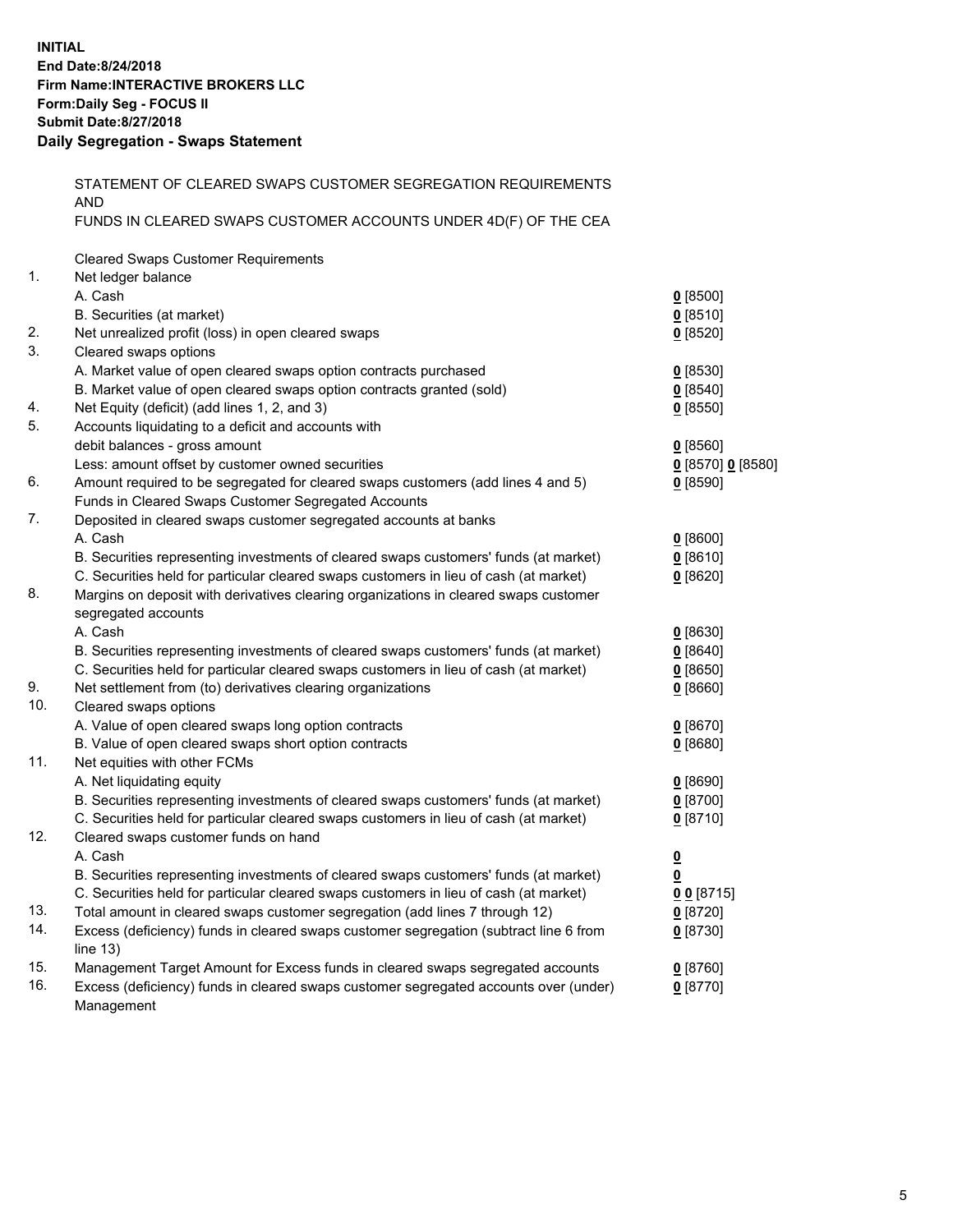**INITIAL**
**End Date:8/24/2018**
**Firm Name:INTERACTIVE BROKERS LLC**
**Form:Daily Seg - FOCUS II**
**Submit Date:8/27/2018**
**Daily Segregation - Swaps Statement**

STATEMENT OF CLEARED SWAPS CUSTOMER SEGREGATION REQUIREMENTS AND FUNDS IN CLEARED SWAPS CUSTOMER ACCOUNTS UNDER 4D(F) OF THE CEA

| | | |
|---|---|---|
| | Cleared Swaps Customer Requirements | |
| 1. | Net ledger balance | |
| | A. Cash | **0** [8500] |
| | B. Securities (at market) | **0** [8510] |
| 2. | Net unrealized profit (loss) in open cleared swaps | **0** [8520] |
| 3. | Cleared swaps options | |
| | A. Market value of open cleared swaps option contracts purchased | **0** [8530] |
| | B. Market value of open cleared swaps option contracts granted (sold) | **0** [8540] |
| 4. | Net Equity (deficit) (add lines 1, 2, and 3) | **0** [8550] |
| 5. | Accounts liquidating to a deficit and accounts with | |
| | debit balances - gross amount | **0** [8560] |
| | Less: amount offset by customer owned securities | **0** [8570] **0** [8580] |
| 6. | Amount required to be segregated for cleared swaps customers (add lines 4 and 5) | **0** [8590] |
| | Funds in Cleared Swaps Customer Segregated Accounts | |
| 7. | Deposited in cleared swaps customer segregated accounts at banks | |
| | A. Cash | **0** [8600] |
| | B. Securities representing investments of cleared swaps customers' funds (at market) | **0** [8610] |
| | C. Securities held for particular cleared swaps customers in lieu of cash (at market) | **0** [8620] |
| 8. | Margins on deposit with derivatives clearing organizations in cleared swaps customer segregated accounts | |
| | A. Cash | **0** [8630] |
| | B. Securities representing investments of cleared swaps customers' funds (at market) | **0** [8640] |
| | C. Securities held for particular cleared swaps customers in lieu of cash (at market) | **0** [8650] |
| 9. | Net settlement from (to) derivatives clearing organizations | **0** [8660] |
| 10. | Cleared swaps options | |
| | A. Value of open cleared swaps long option contracts | **0** [8670] |
| | B. Value of open cleared swaps short option contracts | **0** [8680] |
| 11. | Net equities with other FCMs | |
| | A. Net liquidating equity | **0** [8690] |
| | B. Securities representing investments of cleared swaps customers' funds (at market) | **0** [8700] |
| | C. Securities held for particular cleared swaps customers in lieu of cash (at market) | **0** [8710] |
| 12. | Cleared swaps customer funds on hand | |
| | A. Cash | **0** |
| | B. Securities representing investments of cleared swaps customers' funds (at market) | **0** |
| | C. Securities held for particular cleared swaps customers in lieu of cash (at market) | **0** **0** [8715] |
| 13. | Total amount in cleared swaps customer segregation (add lines 7 through 12) | **0** [8720] |
| 14. | Excess (deficiency) funds in cleared swaps customer segregation (subtract line 6 from line 13) | **0** [8730] |
| 15. | Management Target Amount for Excess funds in cleared swaps segregated accounts | **0** [8760] |
| 16. | Excess (deficiency) funds in cleared swaps customer segregated accounts over (under) Management | **0** [8770] |